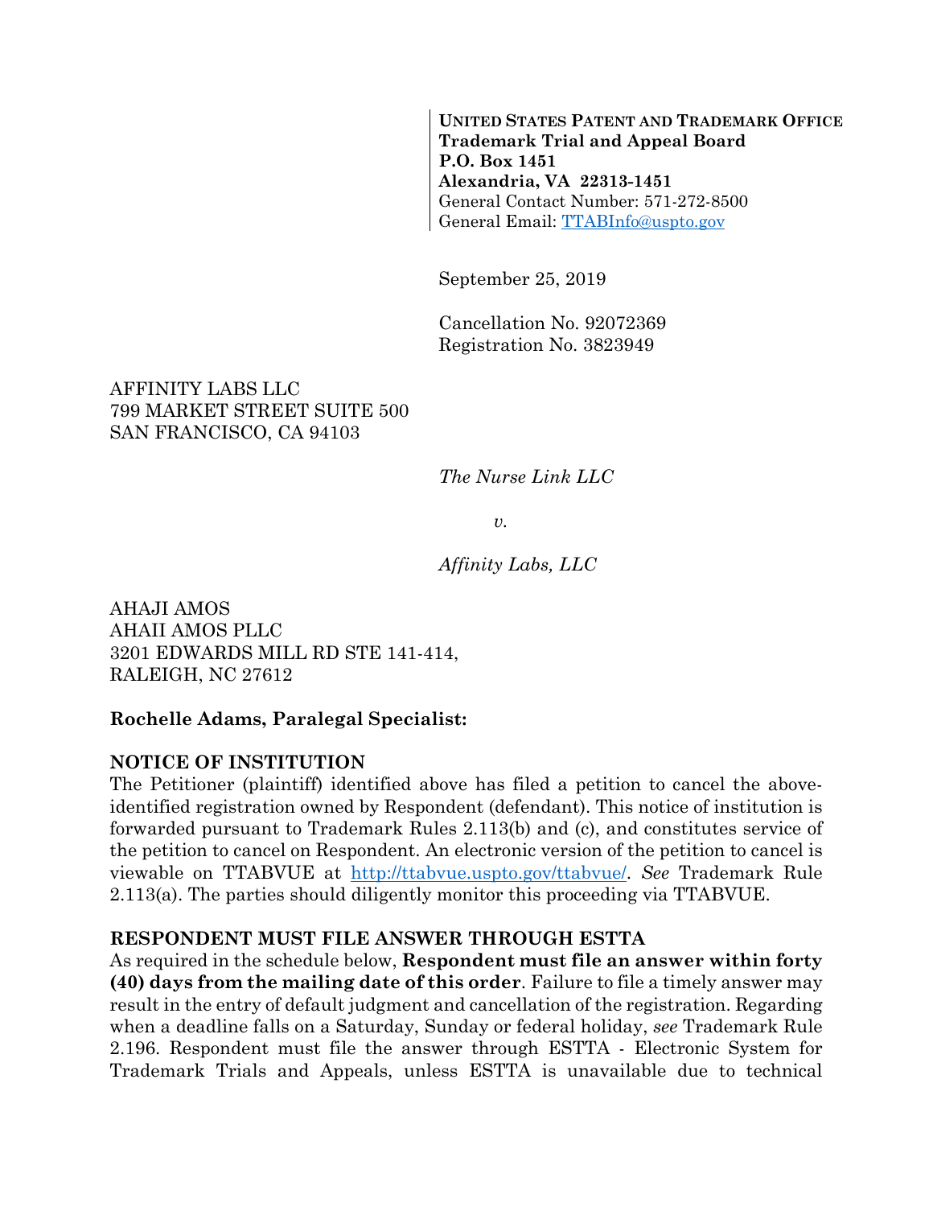**UNITED STATES PATENT AND TRADEMARK OFFICE**
**Trademark Trial and Appeal Board**
**P.O. Box 1451**
**Alexandria, VA 22313-1451**
General Contact Number: 571-272-8500
General Email: TTABInfo@uspto.gov

September 25, 2019

Cancellation No. 92072369
Registration No. 3823949

AFFINITY LABS LLC
799 MARKET STREET SUITE 500
SAN FRANCISCO, CA 94103

*The Nurse Link LLC*

*v.*

*Affinity Labs, LLC*

AHAJI AMOS
AHAII AMOS PLLC
3201 EDWARDS MILL RD STE 141-414,
RALEIGH, NC 27612

**Rochelle Adams, Paralegal Specialist:**

**NOTICE OF INSTITUTION**

The Petitioner (plaintiff) identified above has filed a petition to cancel the above-identified registration owned by Respondent (defendant). This notice of institution is forwarded pursuant to Trademark Rules 2.113(b) and (c), and constitutes service of the petition to cancel on Respondent. An electronic version of the petition to cancel is viewable on TTABVUE at http://ttabvue.uspto.gov/ttabvue/. *See* Trademark Rule 2.113(a). The parties should diligently monitor this proceeding via TTABVUE.

**RESPONDENT MUST FILE ANSWER THROUGH ESTTA**

As required in the schedule below, **Respondent must file an answer within forty (40) days from the mailing date of this order**. Failure to file a timely answer may result in the entry of default judgment and cancellation of the registration. Regarding when a deadline falls on a Saturday, Sunday or federal holiday, *see* Trademark Rule 2.196. Respondent must file the answer through ESTTA - Electronic System for Trademark Trials and Appeals, unless ESTTA is unavailable due to technical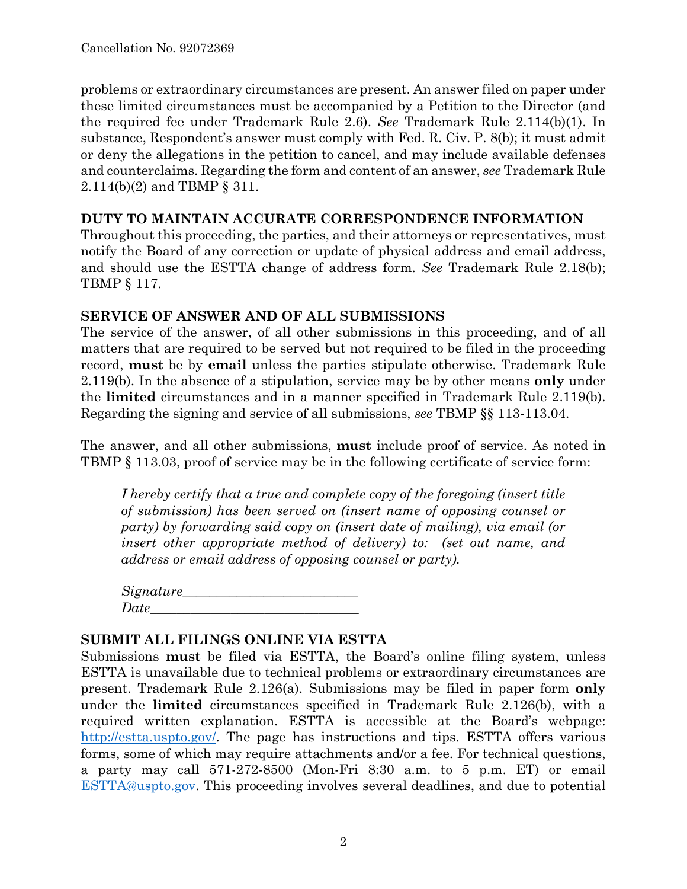problems or extraordinary circumstances are present. An answer filed on paper under these limited circumstances must be accompanied by a Petition to the Director (and the required fee under Trademark Rule 2.6). *See* Trademark Rule 2.114(b)(1). In substance, Respondent's answer must comply with Fed. R. Civ. P. 8(b); it must admit or deny the allegations in the petition to cancel, and may include available defenses and counterclaims. Regarding the form and content of an answer, *see* Trademark Rule 2.114(b)(2) and TBMP § 311.

**DUTY TO MAINTAIN ACCURATE CORRESPONDENCE INFORMATION**

Throughout this proceeding, the parties, and their attorneys or representatives, must notify the Board of any correction or update of physical address and email address, and should use the ESTTA change of address form. *See* Trademark Rule 2.18(b); TBMP § 117.

**SERVICE OF ANSWER AND OF ALL SUBMISSIONS**

The service of the answer, of all other submissions in this proceeding, and of all matters that are required to be served but not required to be filed in the proceeding record, **must** be by **email** unless the parties stipulate otherwise. Trademark Rule 2.119(b). In the absence of a stipulation, service may be by other means **only** under the **limited** circumstances and in a manner specified in Trademark Rule 2.119(b). Regarding the signing and service of all submissions, *see* TBMP §§ 113-113.04.

The answer, and all other submissions, **must** include proof of service. As noted in TBMP § 113.03, proof of service may be in the following certificate of service form:

> *I hereby certify that a true and complete copy of the foregoing (insert title of submission) has been served on (insert name of opposing counsel or party) by forwarding said copy on (insert date of mailing), via email (or insert other appropriate method of delivery) to: (set out name, and address or email address of opposing counsel or party).*
>
> *Signature*_________________________
> *Date*______________________________

**SUBMIT ALL FILINGS ONLINE VIA ESTTA**

Submissions **must** be filed via ESTTA, the Board's online filing system, unless ESTTA is unavailable due to technical problems or extraordinary circumstances are present. Trademark Rule 2.126(a). Submissions may be filed in paper form **only** under the **limited** circumstances specified in Trademark Rule 2.126(b), with a required written explanation. ESTTA is accessible at the Board's webpage: http://estta.uspto.gov/. The page has instructions and tips. ESTTA offers various forms, some of which may require attachments and/or a fee. For technical questions, a party may call 571-272-8500 (Mon-Fri 8:30 a.m. to 5 p.m. ET) or email ESTTA@uspto.gov. This proceeding involves several deadlines, and due to potential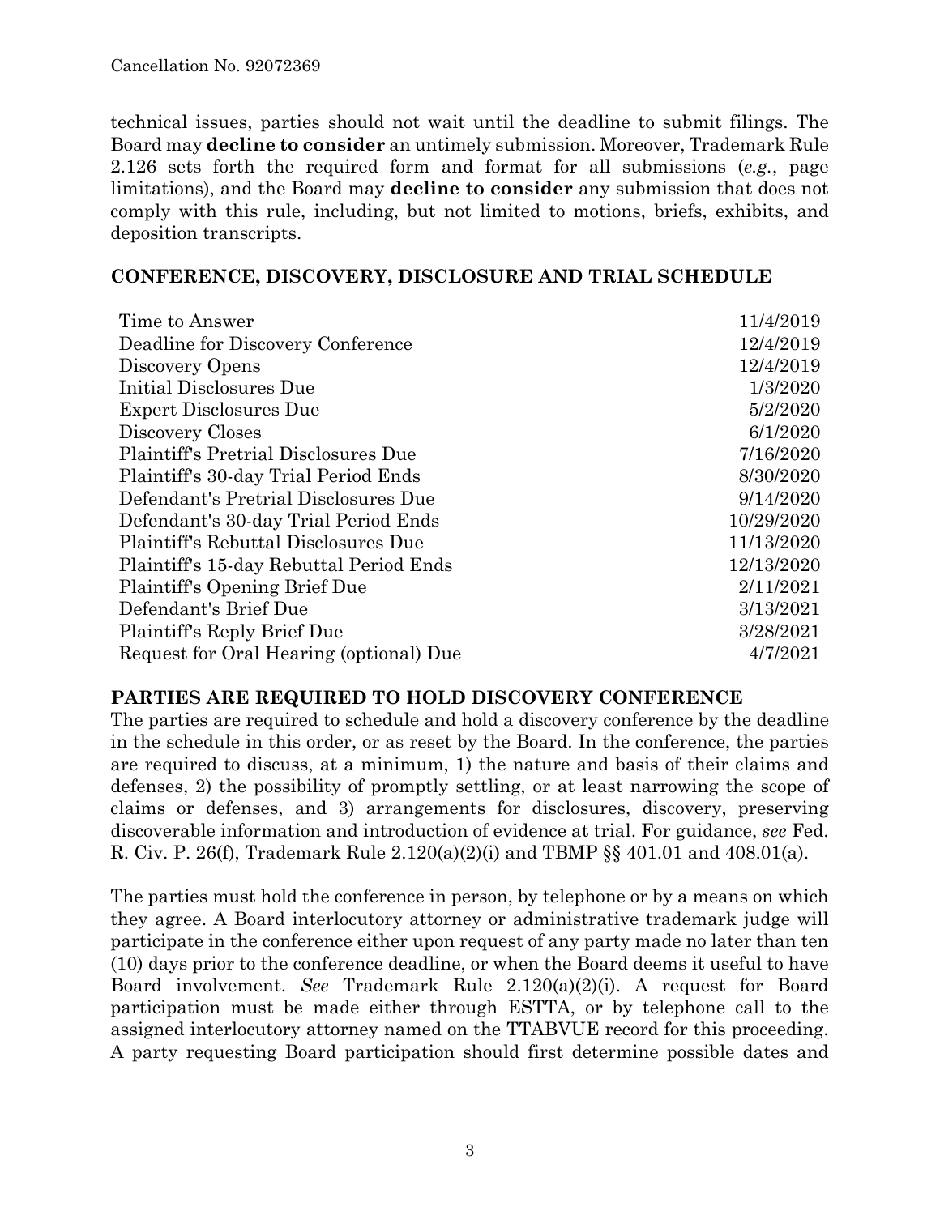technical issues, parties should not wait until the deadline to submit filings. The Board may **decline to consider** an untimely submission. Moreover, Trademark Rule 2.126 sets forth the required form and format for all submissions (*e.g.*, page limitations), and the Board may **decline to consider** any submission that does not comply with this rule, including, but not limited to motions, briefs, exhibits, and deposition transcripts.

## CONFERENCE, DISCOVERY, DISCLOSURE AND TRIAL SCHEDULE

| | |
|---|---|
| Time to Answer | 11/4/2019 |
| Deadline for Discovery Conference | 12/4/2019 |
| Discovery Opens | 12/4/2019 |
| Initial Disclosures Due | 1/3/2020 |
| Expert Disclosures Due | 5/2/2020 |
| Discovery Closes | 6/1/2020 |
| Plaintiff's Pretrial Disclosures Due | 7/16/2020 |
| Plaintiff's 30-day Trial Period Ends | 8/30/2020 |
| Defendant's Pretrial Disclosures Due | 9/14/2020 |
| Defendant's 30-day Trial Period Ends | 10/29/2020 |
| Plaintiff's Rebuttal Disclosures Due | 11/13/2020 |
| Plaintiff's 15-day Rebuttal Period Ends | 12/13/2020 |
| Plaintiff's Opening Brief Due | 2/11/2021 |
| Defendant's Brief Due | 3/13/2021 |
| Plaintiff's Reply Brief Due | 3/28/2021 |
| Request for Oral Hearing (optional) Due | 4/7/2021 |

## PARTIES ARE REQUIRED TO HOLD DISCOVERY CONFERENCE

The parties are required to schedule and hold a discovery conference by the deadline in the schedule in this order, or as reset by the Board. In the conference, the parties are required to discuss, at a minimum, 1) the nature and basis of their claims and defenses, 2) the possibility of promptly settling, or at least narrowing the scope of claims or defenses, and 3) arrangements for disclosures, discovery, preserving discoverable information and introduction of evidence at trial. For guidance, *see* Fed. R. Civ. P. 26(f), Trademark Rule 2.120(a)(2)(i) and TBMP §§ 401.01 and 408.01(a).

The parties must hold the conference in person, by telephone or by a means on which they agree. A Board interlocutory attorney or administrative trademark judge will participate in the conference either upon request of any party made no later than ten (10) days prior to the conference deadline, or when the Board deems it useful to have Board involvement. *See* Trademark Rule 2.120(a)(2)(i). A request for Board participation must be made either through ESTTA, or by telephone call to the assigned interlocutory attorney named on the TTABVUE record for this proceeding. A party requesting Board participation should first determine possible dates and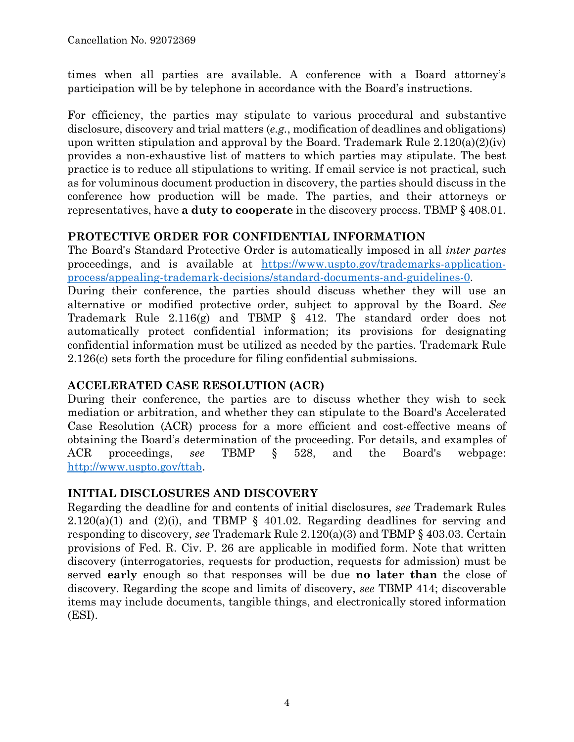times when all parties are available. A conference with a Board attorney's participation will be by telephone in accordance with the Board's instructions.

For efficiency, the parties may stipulate to various procedural and substantive disclosure, discovery and trial matters (*e.g.*, modification of deadlines and obligations) upon written stipulation and approval by the Board. Trademark Rule 2.120(a)(2)(iv) provides a non-exhaustive list of matters to which parties may stipulate. The best practice is to reduce all stipulations to writing. If email service is not practical, such as for voluminous document production in discovery, the parties should discuss in the conference how production will be made. The parties, and their attorneys or representatives, have **a duty to cooperate** in the discovery process. TBMP § 408.01.

## PROTECTIVE ORDER FOR CONFIDENTIAL INFORMATION

The Board's Standard Protective Order is automatically imposed in all *inter partes* proceedings, and is available at [https://www.uspto.gov/trademarks-application-process/appealing-trademark-decisions/standard-documents-and-guidelines-0](https://www.uspto.gov/trademarks-application-process/appealing-trademark-decisions/standard-documents-and-guidelines-0).
During their conference, the parties should discuss whether they will use an alternative or modified protective order, subject to approval by the Board. *See* Trademark Rule 2.116(g) and TBMP § 412. The standard order does not automatically protect confidential information; its provisions for designating confidential information must be utilized as needed by the parties. Trademark Rule 2.126(c) sets forth the procedure for filing confidential submissions.

## ACCELERATED CASE RESOLUTION (ACR)

During their conference, the parties are to discuss whether they wish to seek mediation or arbitration, and whether they can stipulate to the Board's Accelerated Case Resolution (ACR) process for a more efficient and cost-effective means of obtaining the Board's determination of the proceeding. For details, and examples of ACR proceedings, *see* TBMP § 528, and the Board's webpage: [http://www.uspto.gov/ttab](http://www.uspto.gov/ttab).

## INITIAL DISCLOSURES AND DISCOVERY

Regarding the deadline for and contents of initial disclosures, *see* Trademark Rules 2.120(a)(1) and (2)(i), and TBMP § 401.02. Regarding deadlines for serving and responding to discovery, *see* Trademark Rule 2.120(a)(3) and TBMP § 403.03. Certain provisions of Fed. R. Civ. P. 26 are applicable in modified form. Note that written discovery (interrogatories, requests for production, requests for admission) must be served **early** enough so that responses will be due **no later than** the close of discovery. Regarding the scope and limits of discovery, *see* TBMP 414; discoverable items may include documents, tangible things, and electronically stored information (ESI).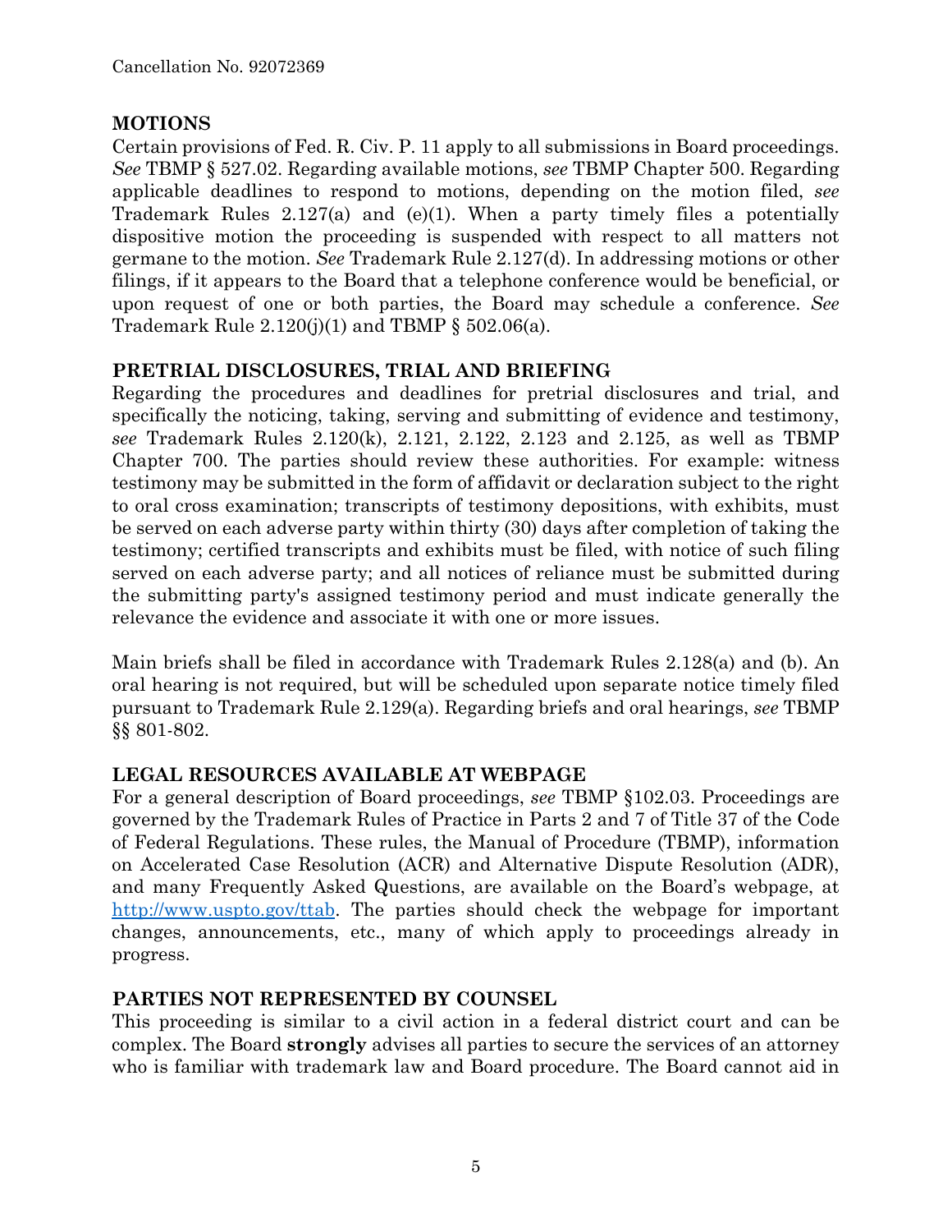**MOTIONS**

Certain provisions of Fed. R. Civ. P. 11 apply to all submissions in Board proceedings. *See* TBMP § 527.02. Regarding available motions, *see* TBMP Chapter 500. Regarding applicable deadlines to respond to motions, depending on the motion filed, *see* Trademark Rules 2.127(a) and (e)(1). When a party timely files a potentially dispositive motion the proceeding is suspended with respect to all matters not germane to the motion. *See* Trademark Rule 2.127(d). In addressing motions or other filings, if it appears to the Board that a telephone conference would be beneficial, or upon request of one or both parties, the Board may schedule a conference. *See* Trademark Rule 2.120(j)(1) and TBMP § 502.06(a).

**PRETRIAL DISCLOSURES, TRIAL AND BRIEFING**

Regarding the procedures and deadlines for pretrial disclosures and trial, and specifically the noticing, taking, serving and submitting of evidence and testimony, *see* Trademark Rules 2.120(k), 2.121, 2.122, 2.123 and 2.125, as well as TBMP Chapter 700. The parties should review these authorities. For example: witness testimony may be submitted in the form of affidavit or declaration subject to the right to oral cross examination; transcripts of testimony depositions, with exhibits, must be served on each adverse party within thirty (30) days after completion of taking the testimony; certified transcripts and exhibits must be filed, with notice of such filing served on each adverse party; and all notices of reliance must be submitted during the submitting party's assigned testimony period and must indicate generally the relevance the evidence and associate it with one or more issues.

Main briefs shall be filed in accordance with Trademark Rules 2.128(a) and (b). An oral hearing is not required, but will be scheduled upon separate notice timely filed pursuant to Trademark Rule 2.129(a). Regarding briefs and oral hearings, *see* TBMP §§ 801-802.

**LEGAL RESOURCES AVAILABLE AT WEBPAGE**

For a general description of Board proceedings, *see* TBMP §102.03. Proceedings are governed by the Trademark Rules of Practice in Parts 2 and 7 of Title 37 of the Code of Federal Regulations. These rules, the Manual of Procedure (TBMP), information on Accelerated Case Resolution (ACR) and Alternative Dispute Resolution (ADR), and many Frequently Asked Questions, are available on the Board's webpage, at http://www.uspto.gov/ttab. The parties should check the webpage for important changes, announcements, etc., many of which apply to proceedings already in progress.

**PARTIES NOT REPRESENTED BY COUNSEL**

This proceeding is similar to a civil action in a federal district court and can be complex. The Board **strongly** advises all parties to secure the services of an attorney who is familiar with trademark law and Board procedure. The Board cannot aid in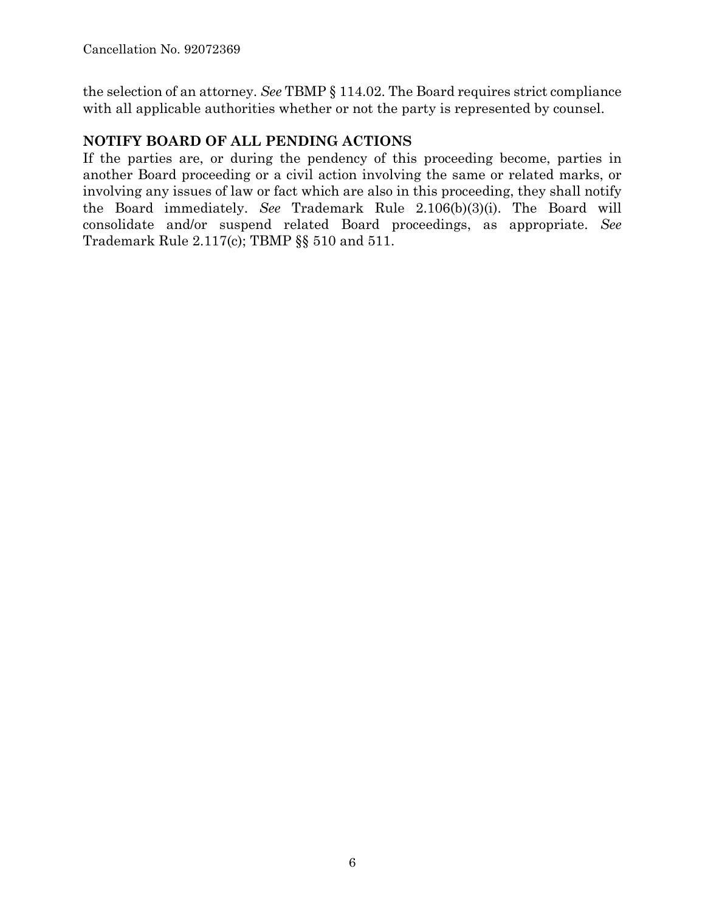the selection of an attorney. *See* TBMP § 114.02. The Board requires strict compliance with all applicable authorities whether or not the party is represented by counsel.

**NOTIFY BOARD OF ALL PENDING ACTIONS**

If the parties are, or during the pendency of this proceeding become, parties in another Board proceeding or a civil action involving the same or related marks, or involving any issues of law or fact which are also in this proceeding, they shall notify the Board immediately. *See* Trademark Rule 2.106(b)(3)(i). The Board will consolidate and/or suspend related Board proceedings, as appropriate. *See* Trademark Rule 2.117(c); TBMP §§ 510 and 511.